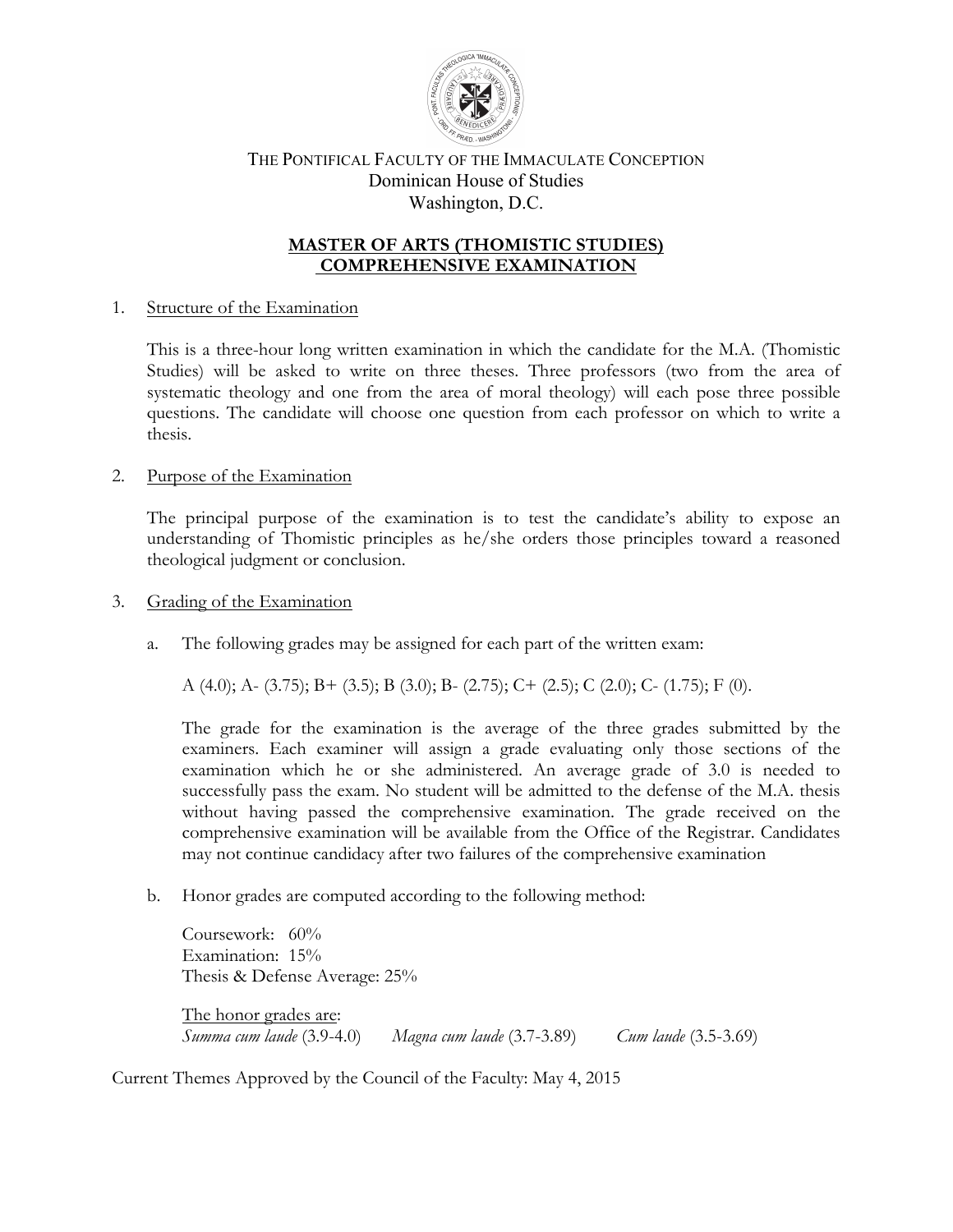THE PONTIFICAL FACULTY OF THE IMMACULATE CONCEPTION
Dominican House of Studies
Washington, D.C.

# MASTER OF ARTS (THOMISTIC STUDIES) COMPREHENSIVE EXAMINATION

1. Structure of the Examination

   This is a three-hour long written examination in which the candidate for the M.A. (Thomistic Studies) will be asked to write on three theses. Three professors (two from the area of systematic theology and one from the area of moral theology) will each pose three possible questions. The candidate will choose one question from each professor on which to write a thesis.

2. Purpose of the Examination

   The principal purpose of the examination is to test the candidate's ability to expose an understanding of Thomistic principles as he/she orders those principles toward a reasoned theological judgment or conclusion.

3. Grading of the Examination

   a. The following grades may be assigned for each part of the written exam:

      A (4.0); A- (3.75); B+ (3.5); B (3.0); B- (2.75); C+ (2.5); C (2.0); C- (1.75); F (0).

      The grade for the examination is the average of the three grades submitted by the examiners. Each examiner will assign a grade evaluating only those sections of the examination which he or she administered. An average grade of 3.0 is needed to successfully pass the exam. No student will be admitted to the defense of the M.A. thesis without having passed the comprehensive examination. The grade received on the comprehensive examination will be available from the Office of the Registrar. Candidates may not continue candidacy after two failures of the comprehensive examination

   b. Honor grades are computed according to the following method:

      Coursework: 60%
      Examination: 15%
      Thesis & Defense Average: 25%

      The honor grades are:
      *Summa cum laude* (3.9-4.0) *Magna cum laude* (3.7-3.89) *Cum laude* (3.5-3.69)

Current Themes Approved by the Council of the Faculty: May 4, 2015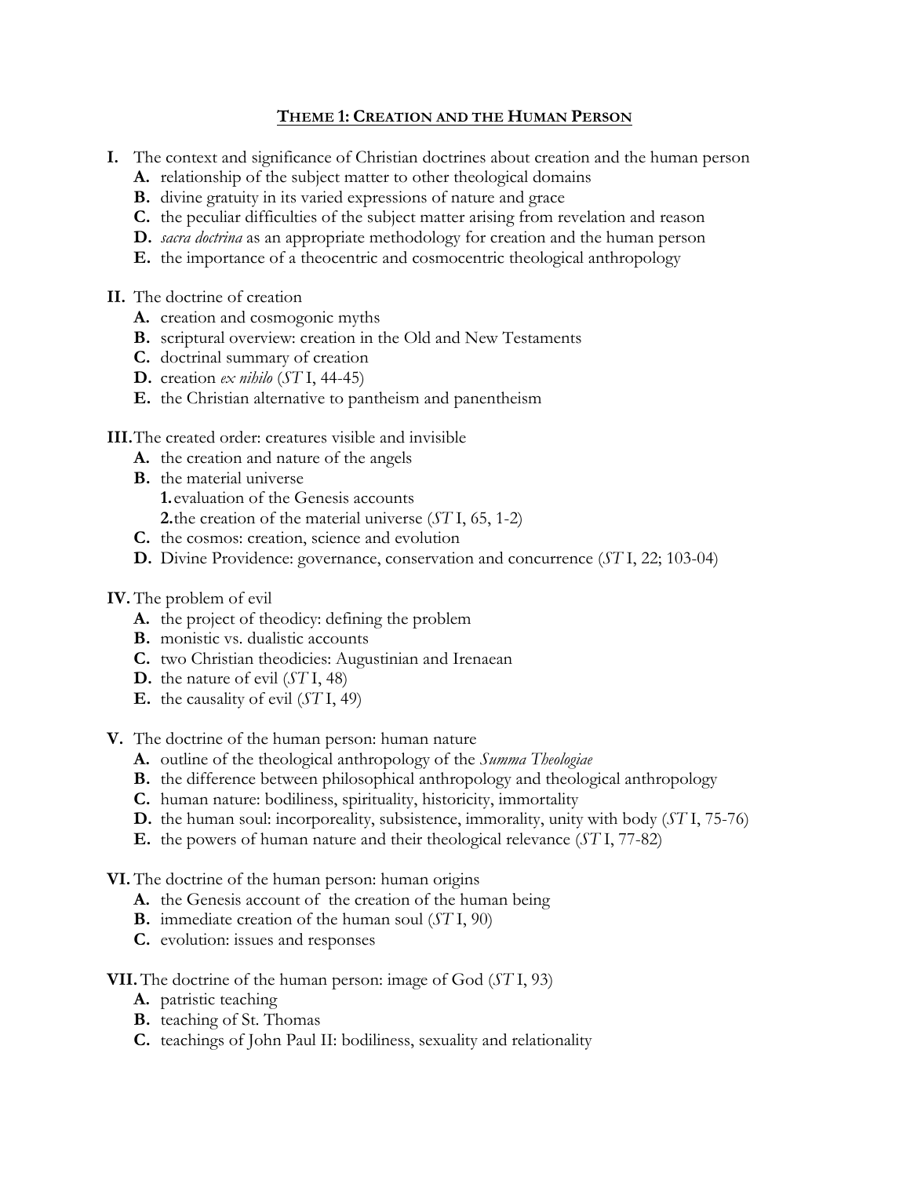## THEME 1: CREATION AND THE HUMAN PERSON

**I.** The context and significance of Christian doctrines about creation and the human person
- **A.** relationship of the subject matter to other theological domains
- **B.** divine gratuity in its varied expressions of nature and grace
- **C.** the peculiar difficulties of the subject matter arising from revelation and reason
- **D.** *sacra doctrina* as an appropriate methodology for creation and the human person
- **E.** the importance of a theocentric and cosmocentric theological anthropology

**II.** The doctrine of creation
- **A.** creation and cosmogonic myths
- **B.** scriptural overview: creation in the Old and New Testaments
- **C.** doctrinal summary of creation
- **D.** creation *ex nihilo* (*ST* I, 44-45)
- **E.** the Christian alternative to pantheism and panentheism

**III.** The created order: creatures visible and invisible
- **A.** the creation and nature of the angels
- **B.** the material universe
  - **1.** evaluation of the Genesis accounts
  - **2.** the creation of the material universe (*ST* I, 65, 1-2)
- **C.** the cosmos: creation, science and evolution
- **D.** Divine Providence: governance, conservation and concurrence (*ST* I, 22; 103-04)

**IV.** The problem of evil
- **A.** the project of theodicy: defining the problem
- **B.** monistic vs. dualistic accounts
- **C.** two Christian theodicies: Augustinian and Irenaean
- **D.** the nature of evil (*ST* I, 48)
- **E.** the causality of evil (*ST* I, 49)

**V.** The doctrine of the human person: human nature
- **A.** outline of the theological anthropology of the *Summa Theologiae*
- **B.** the difference between philosophical anthropology and theological anthropology
- **C.** human nature: bodiliness, spirituality, historicity, immortality
- **D.** the human soul: incorporeality, subsistence, immorality, unity with body (*ST* I, 75-76)
- **E.** the powers of human nature and their theological relevance (*ST* I, 77-82)

**VI.** The doctrine of the human person: human origins
- **A.** the Genesis account of the creation of the human being
- **B.** immediate creation of the human soul (*ST* I, 90)
- **C.** evolution: issues and responses

**VII.** The doctrine of the human person: image of God (*ST* I, 93)
- **A.** patristic teaching
- **B.** teaching of St. Thomas
- **C.** teachings of John Paul II: bodiliness, sexuality and relationality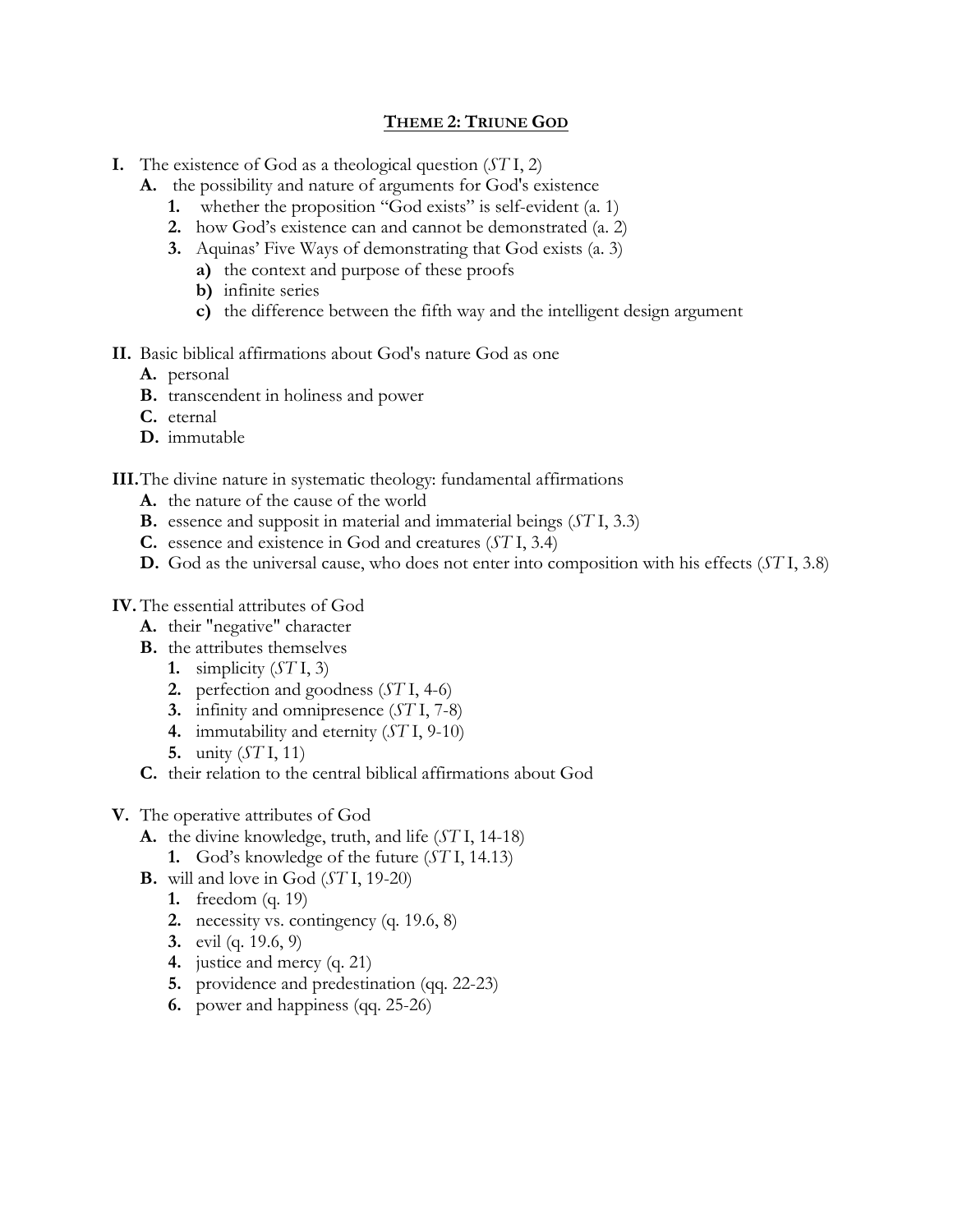## THEME 2: TRIUNE GOD

- **I.** The existence of God as a theological question (*ST* I, 2)
  - **A.** the possibility and nature of arguments for God's existence
    - **1.** whether the proposition "God exists" is self-evident (a. 1)
    - **2.** how God's existence can and cannot be demonstrated (a. 2)
    - **3.** Aquinas' Five Ways of demonstrating that God exists (a. 3)
      - **a)** the context and purpose of these proofs
      - **b)** infinite series
      - **c)** the difference between the fifth way and the intelligent design argument

- **II.** Basic biblical affirmations about God's nature God as one
  - **A.** personal
  - **B.** transcendent in holiness and power
  - **C.** eternal
  - **D.** immutable

- **III.** The divine nature in systematic theology: fundamental affirmations
  - **A.** the nature of the cause of the world
  - **B.** essence and suppoit in material and immaterial beings (*ST* I, 3.3)
  - **C.** essence and existence in God and creatures (*ST* I, 3.4)
  - **D.** God as the universal cause, who does not enter into composition with his effects (*ST* I, 3.8)

- **IV.** The essential attributes of God
  - **A.** their "negative" character
  - **B.** the attributes themselves
    - **1.** simplicity (*ST* I, 3)
    - **2.** perfection and goodness (*ST* I, 4-6)
    - **3.** infinity and omnipresence (*ST* I, 7-8)
    - **4.** immutability and eternity (*ST* I, 9-10)
    - **5.** unity (*ST* I, 11)
  - **C.** their relation to the central biblical affirmations about God

- **V.** The operative attributes of God
  - **A.** the divine knowledge, truth, and life (*ST* I, 14-18)
    - **1.** God's knowledge of the future (*ST* I, 14.13)
  - **B.** will and love in God (*ST* I, 19-20)
    - **1.** freedom (q. 19)
    - **2.** necessity vs. contingency (q. 19.6, 8)
    - **3.** evil (q. 19.6, 9)
    - **4.** justice and mercy (q. 21)
    - **5.** providence and predestination (qq. 22-23)
    - **6.** power and happiness (qq. 25-26)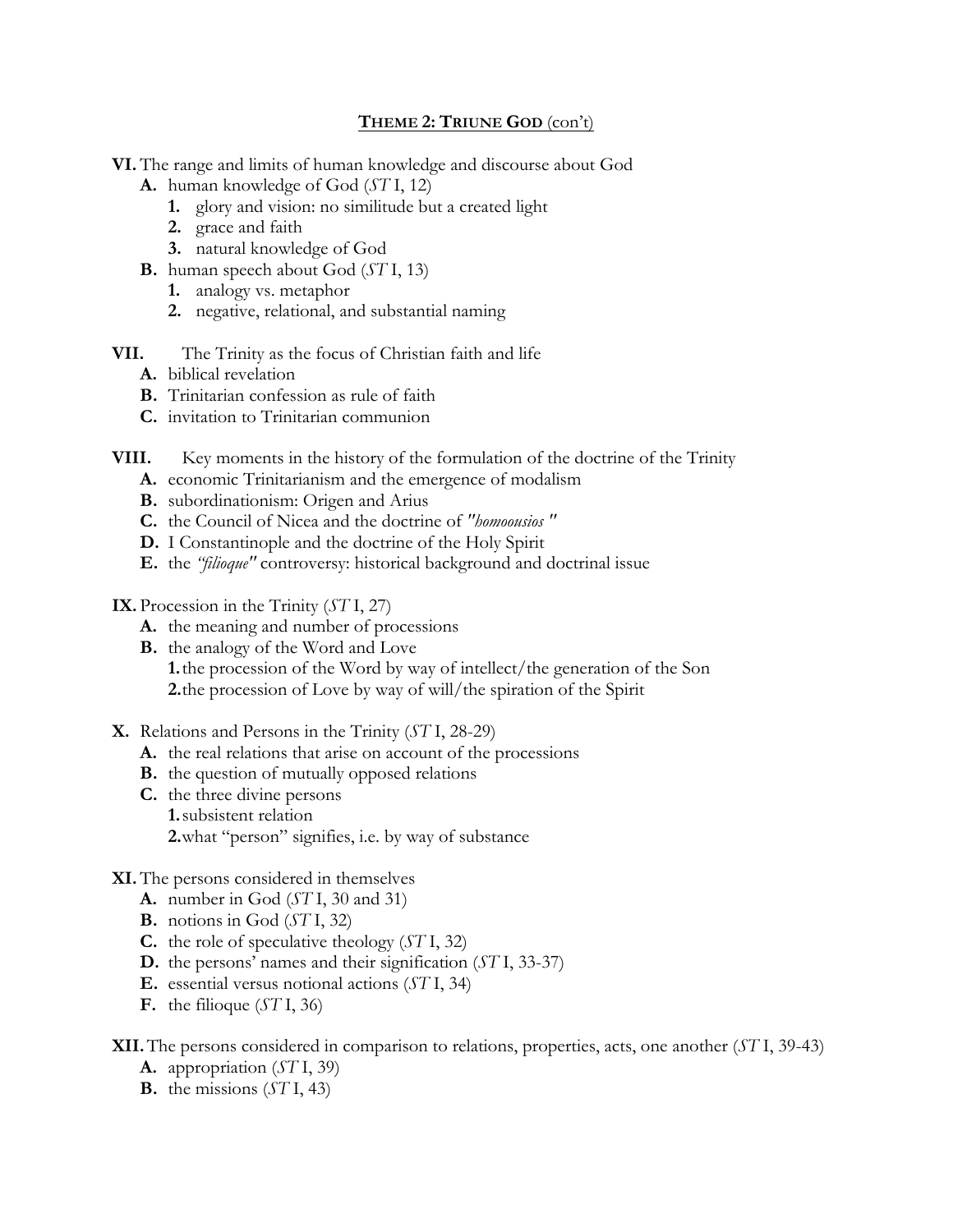## **THEME 2: TRIUNE GOD** (con't)

**VI.** The range and limits of human knowledge and discourse about God

- **A.** human knowledge of God (*ST* I, 12)
  - **1.** glory and vision: no similitude but a created light
  - **2.** grace and faith
  - **3.** natural knowledge of God
- **B.** human speech about God (*ST* I, 13)
  - **1.** analogy vs. metaphor
  - **2.** negative, relational, and substantial naming

**VII.** The Trinity as the focus of Christian faith and life

- **A.** biblical revelation
- **B.** Trinitarian confession as rule of faith
- **C.** invitation to Trinitarian communion

**VIII.** Key moments in the history of the formulation of the doctrine of the Trinity

- **A.** economic Trinitarianism and the emergence of modalism
- **B.** subordinationism: Origen and Arius
- **C.** the Council of Nicea and the doctrine of *"homoousios"*
- **D.** I Constantinople and the doctrine of the Holy Spirit
- **E.** the *"filioque"* controversy: historical background and doctrinal issue

**IX.** Procession in the Trinity (*ST* I, 27)

- **A.** the meaning and number of processions
- **B.** the analogy of the Word and Love
  - **1.** the procession of the Word by way of intellect/the generation of the Son
  - **2.** the procession of Love by way of will/the spiration of the Spirit

**X.** Relations and Persons in the Trinity (*ST* I, 28-29)

- **A.** the real relations that arise on account of the processions
- **B.** the question of mutually opposed relations
- **C.** the three divine persons
  - **1.** subsistent relation
  - **2.** what "person" signifies, i.e. by way of substance

**XI.** The persons considered in themselves

- **A.** number in God (*ST* I, 30 and 31)
- **B.** notions in God (*ST* I, 32)
- **C.** the role of speculative theology (*ST* I, 32)
- **D.** the persons' names and their signification (*ST* I, 33-37)
- **E.** essential versus notional actions (*ST* I, 34)
- **F.** the filioque (*ST* I, 36)

**XII.** The persons considered in comparison to relations, properties, acts, one another (*ST* I, 39-43)

- **A.** appropriation (*ST* I, 39)
- **B.** the missions (*ST* I, 43)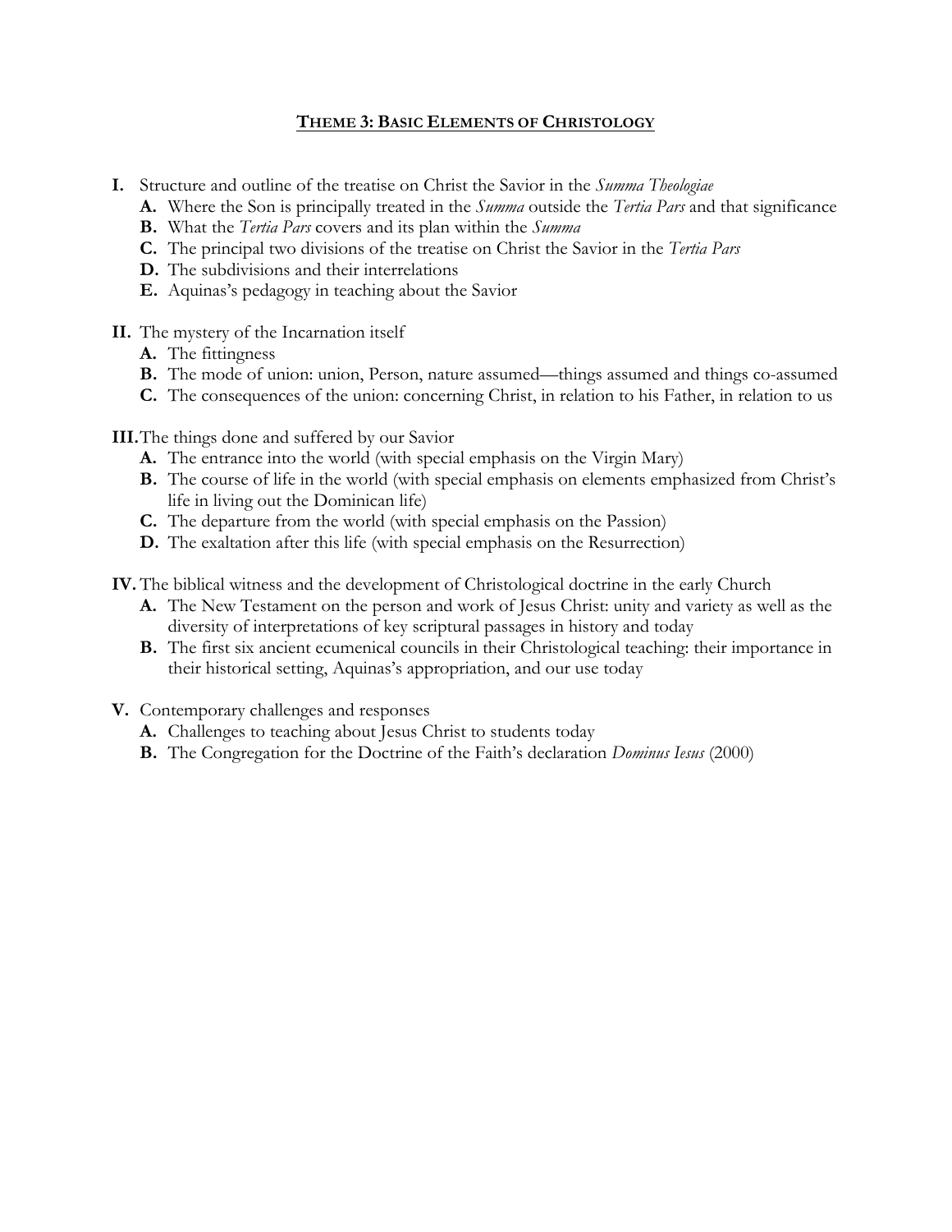## THEME 3: BASIC ELEMENTS OF CHRISTOLOGY

**I.** Structure and outline of the treatise on Christ the Savior in the *Summa Theologiae*

- **A.** Where the Son is principally treated in the *Summa* outside the *Tertia Pars* and that significance
- **B.** What the *Tertia Pars* covers and its plan within the *Summa*
- **C.** The principal two divisions of the treatise on Christ the Savior in the *Tertia Pars*
- **D.** The subdivisions and their interrelations
- **E.** Aquinas's pedagogy in teaching about the Savior

**II.** The mystery of the Incarnation itself

- **A.** The fittingness
- **B.** The mode of union: union, Person, nature assumed—things assumed and things co-assumed
- **C.** The consequences of the union: concerning Christ, in relation to his Father, in relation to us

**III.** The things done and suffered by our Savior

- **A.** The entrance into the world (with special emphasis on the Virgin Mary)
- **B.** The course of life in the world (with special emphasis on elements emphasized from Christ's life in living out the Dominican life)
- **C.** The departure from the world (with special emphasis on the Passion)
- **D.** The exaltation after this life (with special emphasis on the Resurrection)

**IV.** The biblical witness and the development of Christological doctrine in the early Church

- **A.** The New Testament on the person and work of Jesus Christ: unity and variety as well as the diversity of interpretations of key scriptural passages in history and today
- **B.** The first six ancient ecumenical councils in their Christological teaching: their importance in their historical setting, Aquinas's appropriation, and our use today

**V.** Contemporary challenges and responses

- **A.** Challenges to teaching about Jesus Christ to students today
- **B.** The Congregation for the Doctrine of the Faith's declaration *Dominus Iesus* (2000)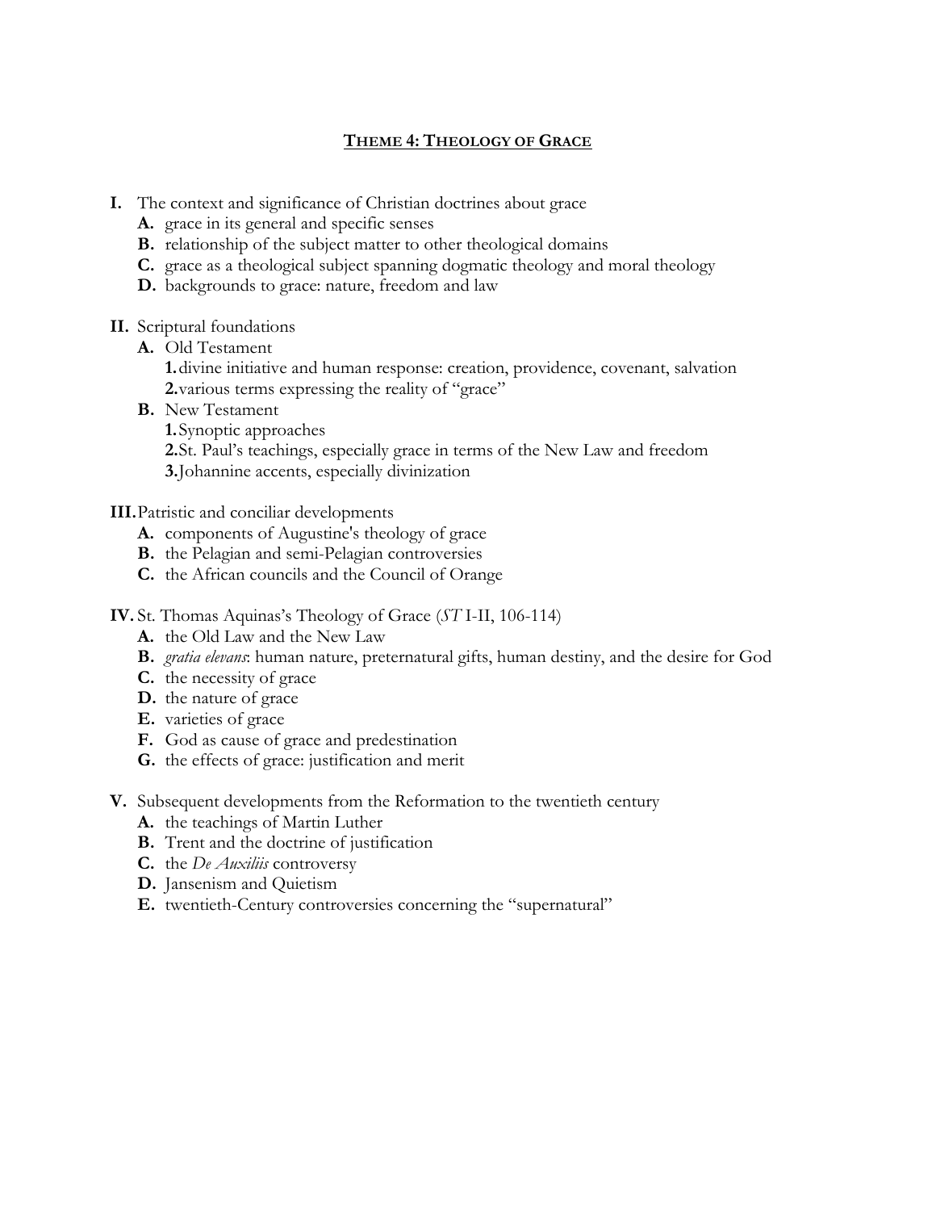# THEME 4: THEOLOGY OF GRACE

**I.** The context and significance of Christian doctrines about grace

  **A.** grace in its general and specific senses

  **B.** relationship of the subject matter to other theological domains

  **C.** grace as a theological subject spanning dogmatic theology and moral theology

  **D.** backgrounds to grace: nature, freedom and law

**II.** Scriptural foundations

  **A.** Old Testament

    **1.** divine initiative and human response: creation, providence, covenant, salvation

    **2.** various terms expressing the reality of "grace"

  **B.** New Testament

    **1.** Synoptic approaches

    **2.** St. Paul's teachings, especially grace in terms of the New Law and freedom

    **3.** Johannine accents, especially divinization

**III.** Patristic and conciliar developments

  **A.** components of Augustine's theology of grace

  **B.** the Pelagian and semi-Pelagian controversies

  **C.** the African councils and the Council of Orange

**IV.** St. Thomas Aquinas's Theology of Grace (*ST* I-II, 106-114)

  **A.** the Old Law and the New Law

  **B.** *gratia elevans*: human nature, preternatural gifts, human destiny, and the desire for God

  **C.** the necessity of grace

  **D.** the nature of grace

  **E.** varieties of grace

  **F.** God as cause of grace and predestination

  **G.** the effects of grace: justification and merit

**V.** Subsequent developments from the Reformation to the twentieth century

  **A.** the teachings of Martin Luther

  **B.** Trent and the doctrine of justification

  **C.** the *De Auxiliis* controversy

  **D.** Jansenism and Quietism

  **E.** twentieth-Century controversies concerning the "supernatural"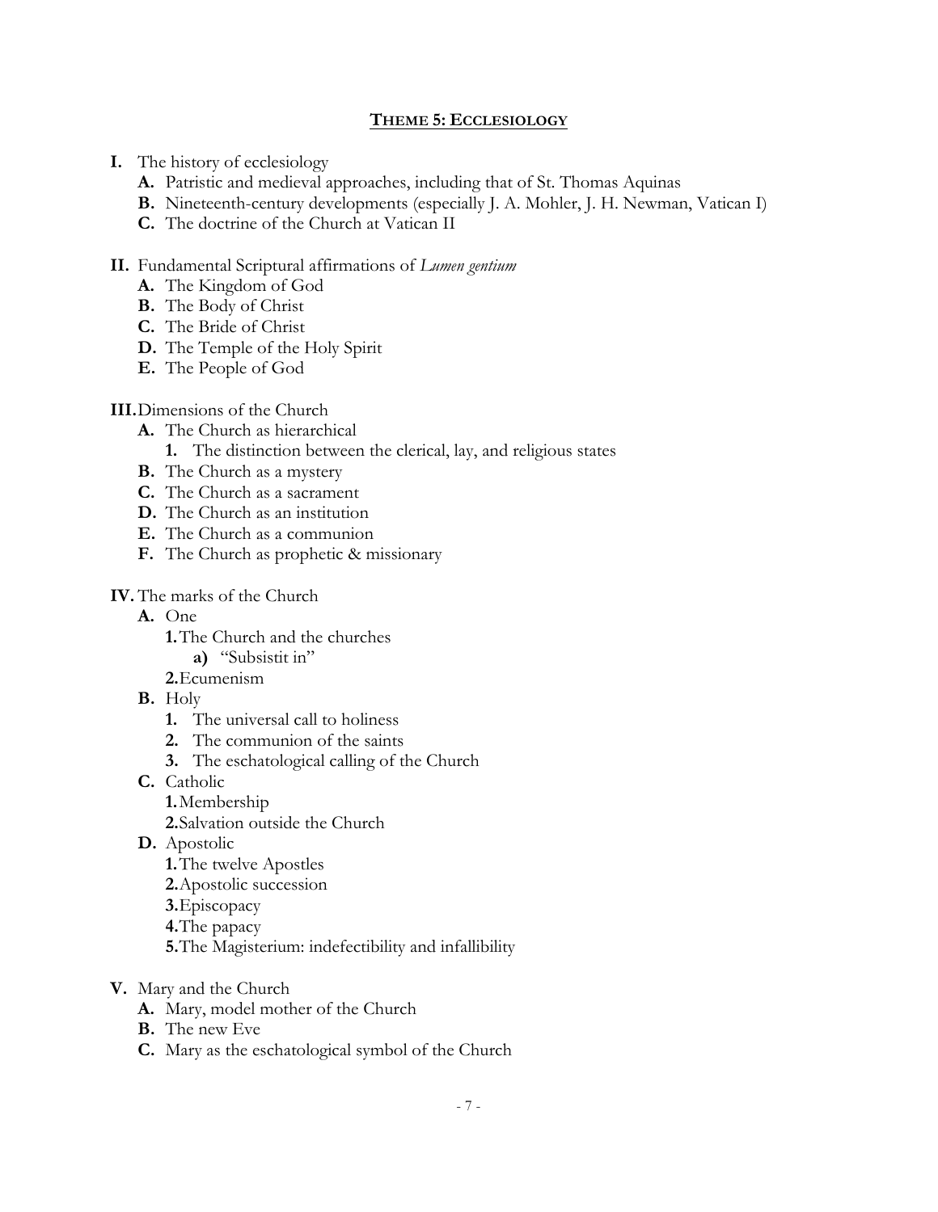## **THEME 5: ECCLESIOLOGY**

- **I.** The history of ecclesiology
  - **A.** Patristic and medieval approaches, including that of St. Thomas Aquinas
  - **B.** Nineteenth-century developments (especially J. A. Mohler, J. H. Newman, Vatican I)
  - **C.** The doctrine of the Church at Vatican II

- **II.** Fundamental Scriptural affirmations of *Lumen gentium*
  - **A.** The Kingdom of God
  - **B.** The Body of Christ
  - **C.** The Bride of Christ
  - **D.** The Temple of the Holy Spirit
  - **E.** The People of God

- **III.** Dimensions of the Church
  - **A.** The Church as hierarchical
    - **1.** The distinction between the clerical, lay, and religious states
  - **B.** The Church as a mystery
  - **C.** The Church as a sacrament
  - **D.** The Church as an institution
  - **E.** The Church as a communion
  - **F.** The Church as prophetic & missionary

- **IV.** The marks of the Church
  - **A.** One
    - **1.** The Church and the churches
      - **a)** "Subsistit in"
    - **2.** Ecumenism
  - **B.** Holy
    - **1.** The universal call to holiness
    - **2.** The communion of the saints
    - **3.** The eschatological calling of the Church
  - **C.** Catholic
    - **1.** Membership
    - **2.** Salvation outside the Church
  - **D.** Apostolic
    - **1.** The twelve Apostles
    - **2.** Apostolic succession
    - **3.** Episcopacy
    - **4.** The papacy
    - **5.** The Magisterium: indefectibility and infallibility

- **V.** Mary and the Church
  - **A.** Mary, model mother of the Church
  - **B.** The new Eve
  - **C.** Mary as the eschatological symbol of the Church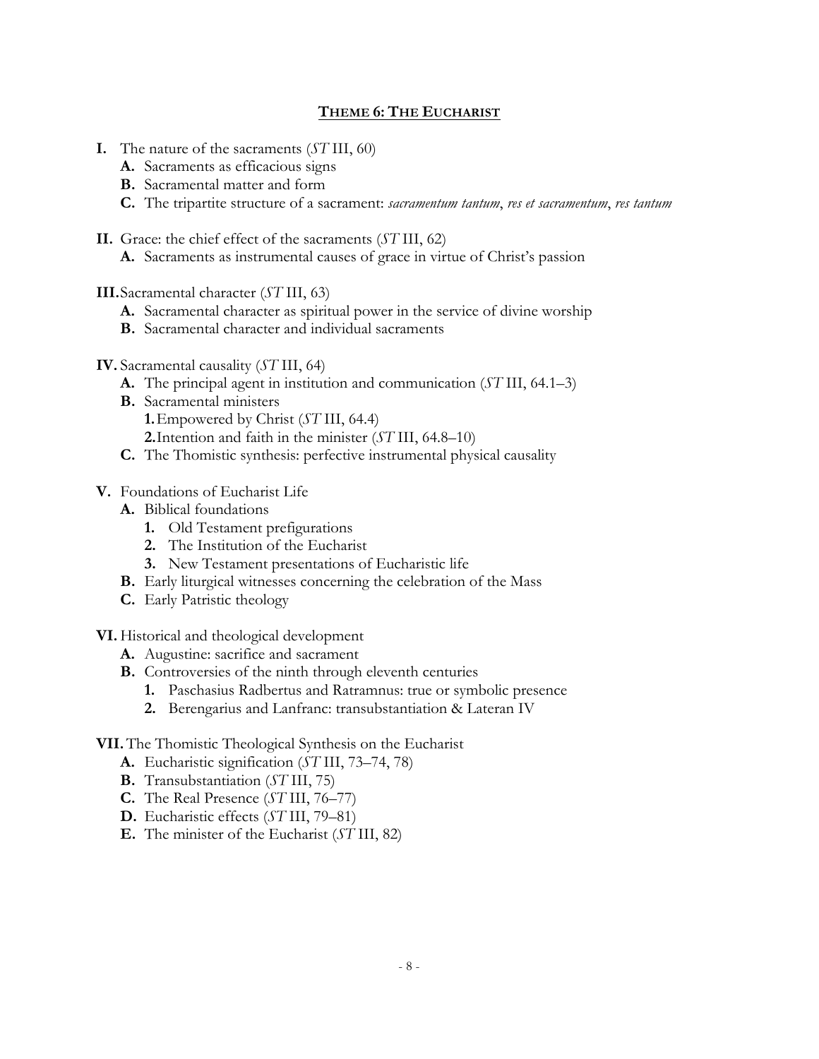## THEME 6: THE EUCHARIST

**I.** The nature of the sacraments (*ST* III, 60)
- **A.** Sacraments as efficacious signs
- **B.** Sacramental matter and form
- **C.** The tripartite structure of a sacrament: *sacramentum tantum*, *res et sacramentum*, *res tantum*

**II.** Grace: the chief effect of the sacraments (*ST* III, 62)
- **A.** Sacraments as instrumental causes of grace in virtue of Christ's passion

**III.** Sacramental character (*ST* III, 63)
- **A.** Sacramental character as spiritual power in the service of divine worship
- **B.** Sacramental character and individual sacraments

**IV.** Sacramental causality (*ST* III, 64)
- **A.** The principal agent in institution and communication (*ST* III, 64.1–3)
- **B.** Sacramental ministers
  - **1.** Empowered by Christ (*ST* III, 64.4)
  - **2.** Intention and faith in the minister (*ST* III, 64.8–10)
- **C.** The Thomistic synthesis: perfective instrumental physical causality

**V.** Foundations of Eucharist Life
- **A.** Biblical foundations
  - **1.** Old Testament prefigurations
  - **2.** The Institution of the Eucharist
  - **3.** New Testament presentations of Eucharistic life
- **B.** Early liturgical witnesses concerning the celebration of the Mass
- **C.** Early Patristic theology

**VI.** Historical and theological development
- **A.** Augustine: sacrifice and sacrament
- **B.** Controversies of the ninth through eleventh centuries
  - **1.** Paschasius Radbertus and Ratramnus: true or symbolic presence
  - **2.** Berengarius and Lanfranc: transubstantiation & Lateran IV

**VII.** The Thomistic Theological Synthesis on the Eucharist
- **A.** Eucharistic signification (*ST* III, 73–74, 78)
- **B.** Transubstantiation (*ST* III, 75)
- **C.** The Real Presence (*ST* III, 76–77)
- **D.** Eucharistic effects (*ST* III, 79–81)
- **E.** The minister of the Eucharist (*ST* III, 82)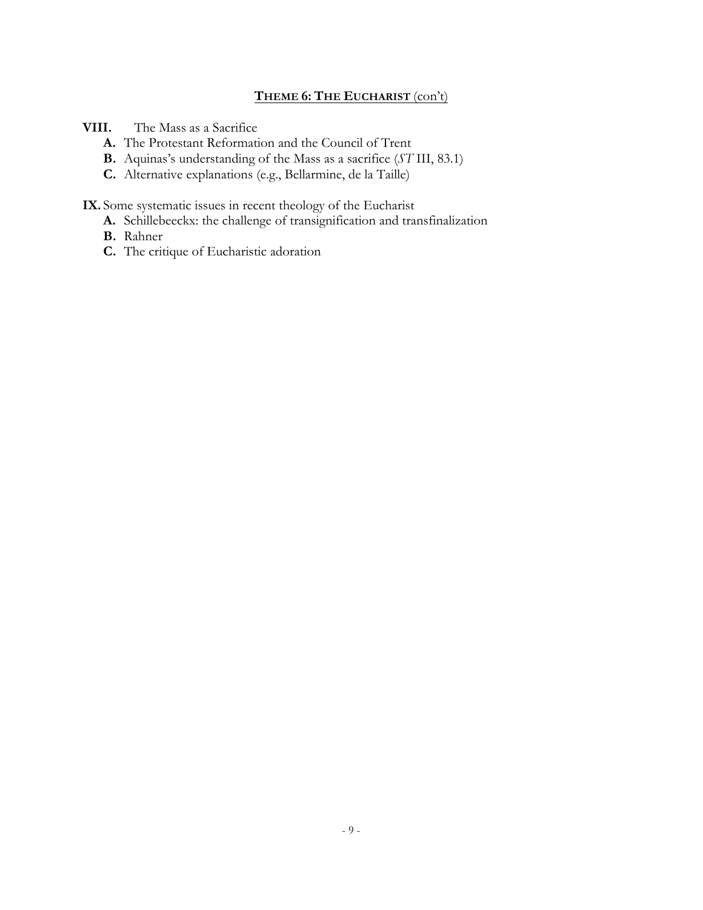## **THEME 6: THE EUCHARIST** (con't)

**VIII.** The Mass as a Sacrifice

- **A.** The Protestant Reformation and the Council of Trent
- **B.** Aquinas's understanding of the Mass as a sacrifice (*ST* III, 83.1)
- **C.** Alternative explanations (e.g., Bellarmine, de la Taille)

**IX.** Some systematic issues in recent theology of the Eucharist

- **A.** Schillebeeckx: the challenge of transignification and transfinalization
- **B.** Rahner
- **C.** The critique of Eucharistic adoration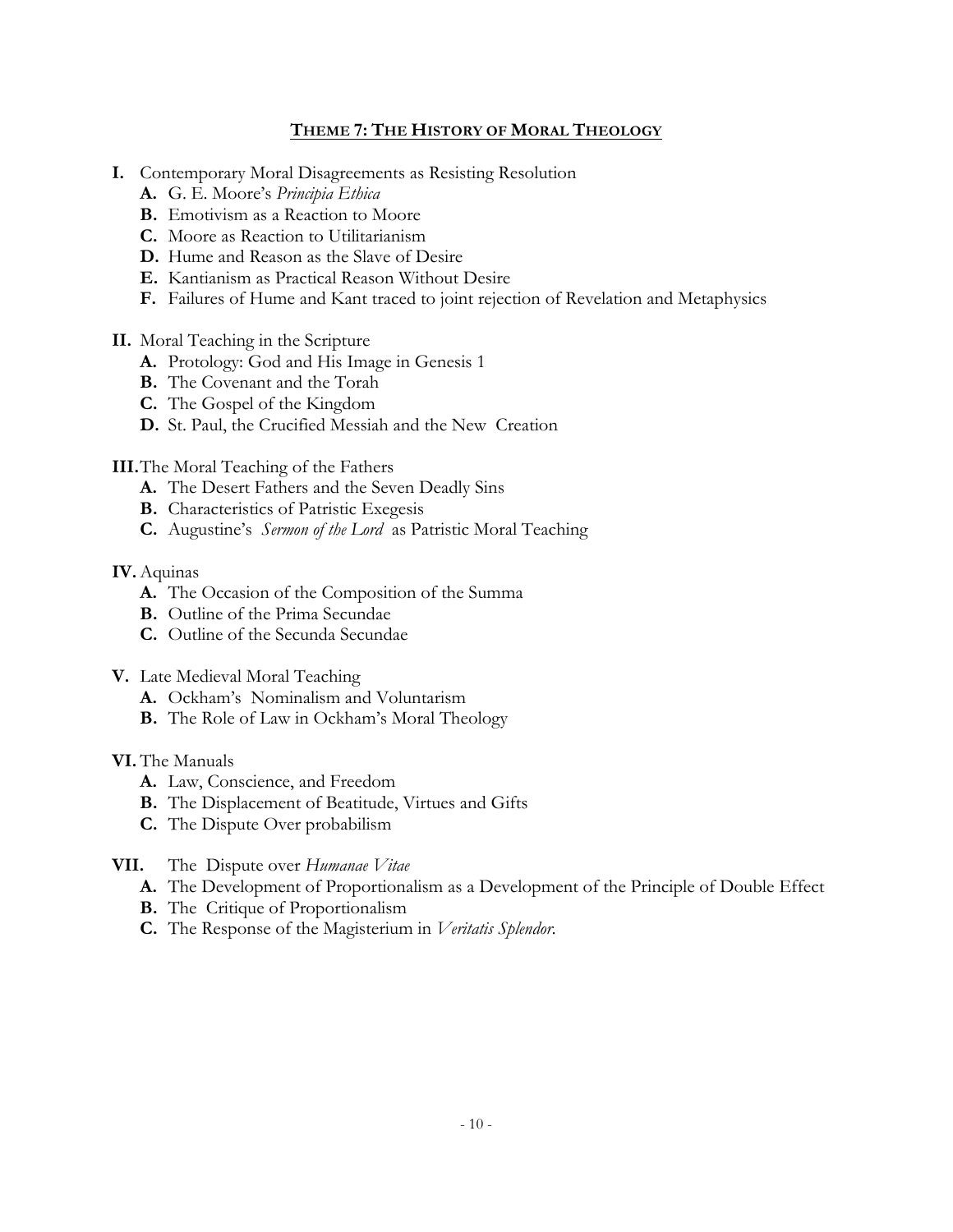## THEME 7: THE HISTORY OF MORAL THEOLOGY

**I.** Contemporary Moral Disagreements as Resisting Resolution

- **A.** G. E. Moore's *Principia Ethica*
- **B.** Emotivism as a Reaction to Moore
- **C.** Moore as Reaction to Utilitarianism
- **D.** Hume and Reason as the Slave of Desire
- **E.** Kantianism as Practical Reason Without Desire
- **F.** Failures of Hume and Kant traced to joint rejection of Revelation and Metaphysics

**II.** Moral Teaching in the Scripture

- **A.** Protology: God and His Image in Genesis 1
- **B.** The Covenant and the Torah
- **C.** The Gospel of the Kingdom
- **D.** St. Paul, the Crucified Messiah and the New Creation

**III.** The Moral Teaching of the Fathers

- **A.** The Desert Fathers and the Seven Deadly Sins
- **B.** Characteristics of Patristic Exegesis
- **C.** Augustine's *Sermon of the Lord* as Patristic Moral Teaching

**IV.** Aquinas

- **A.** The Occasion of the Composition of the Summa
- **B.** Outline of the Prima Secundae
- **C.** Outline of the Secunda Secundae

**V.** Late Medieval Moral Teaching

- **A.** Ockham's Nominalism and Voluntarism
- **B.** The Role of Law in Ockham's Moral Theology

**VI.** The Manuals

- **A.** Law, Conscience, and Freedom
- **B.** The Displacement of Beatitude, Virtues and Gifts
- **C.** The Dispute Over probabilism

**VII.** The Dispute over *Humanae Vitae*

- **A.** The Development of Proportionalism as a Development of the Principle of Double Effect
- **B.** The Critique of Proportionalism
- **C.** The Response of the Magisterium in *Veritatis Splendor*.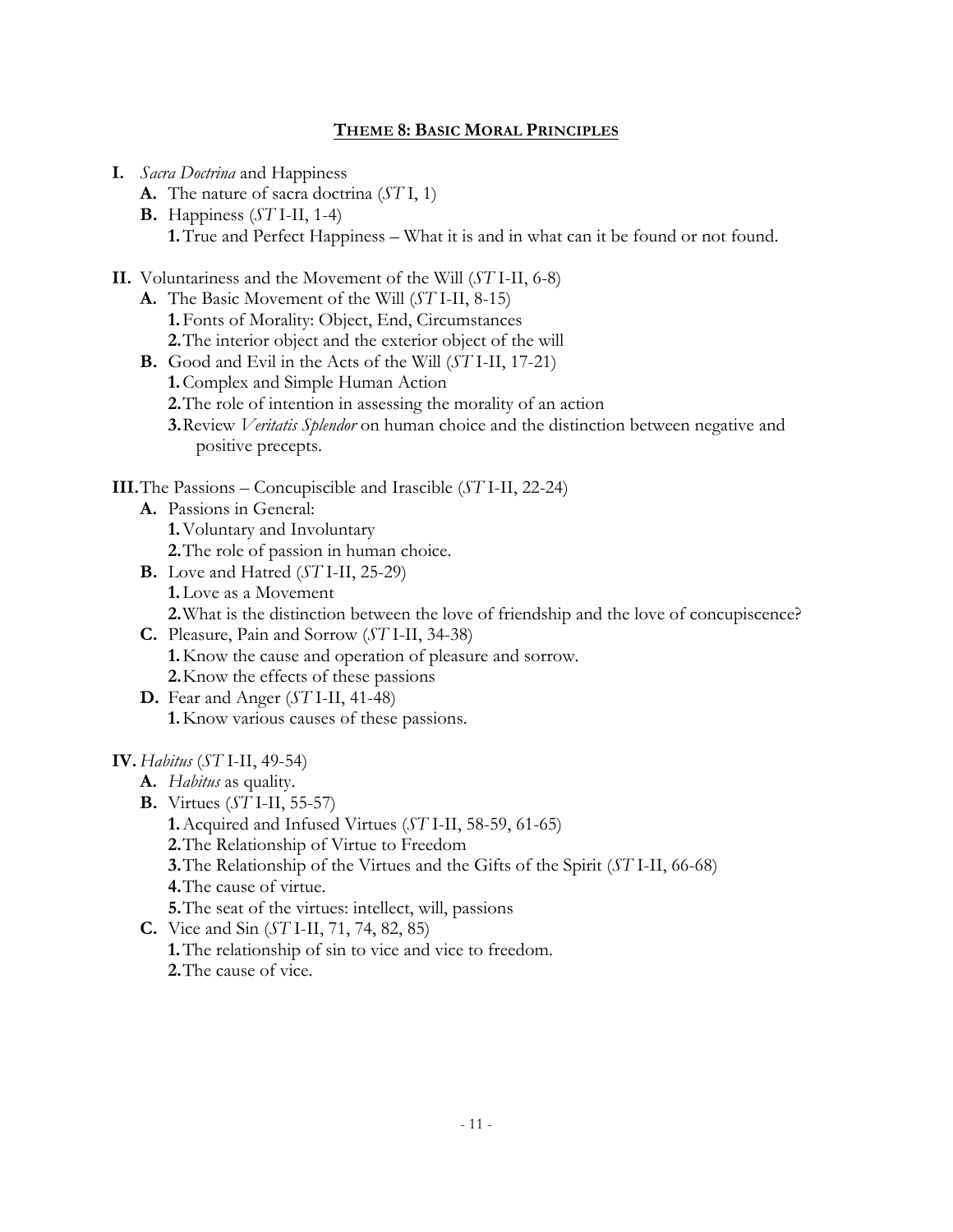## THEME 8: BASIC MORAL PRINCIPLES

- **I.** *Sacra Doctrina* and Happiness
  - **A.** The nature of sacra doctrina (*ST* I, 1)
  - **B.** Happiness (*ST* I-II, 1-4)
    - **1.** True and Perfect Happiness – What it is and in what can it be found or not found.

- **II.** Voluntariness and the Movement of the Will (*ST* I-II, 6-8)
  - **A.** The Basic Movement of the Will (*ST* I-II, 8-15)
    - **1.** Fonts of Morality: Object, End, Circumstances
    - **2.** The interior object and the exterior object of the will
  - **B.** Good and Evil in the Acts of the Will (*ST* I-II, 17-21)
    - **1.** Complex and Simple Human Action
    - **2.** The role of intention in assessing the morality of an action
    - **3.** Review *Veritatis Splendor* on human choice and the distinction between negative and positive precepts.

- **III.** The Passions – Concupiscible and Irascible (*ST* I-II, 22-24)
  - **A.** Passions in General:
    - **1.** Voluntary and Involuntary
    - **2.** The role of passion in human choice.
  - **B.** Love and Hatred (*ST* I-II, 25-29)
    - **1.** Love as a Movement
    - **2.** What is the distinction between the love of friendship and the love of concupiscence?
  - **C.** Pleasure, Pain and Sorrow (*ST* I-II, 34-38)
    - **1.** Know the cause and operation of pleasure and sorrow.
    - **2.** Know the effects of these passions
  - **D.** Fear and Anger (*ST* I-II, 41-48)
    - **1.** Know various causes of these passions.

- **IV.** *Habitus* (*ST* I-II, 49-54)
  - **A.** *Habitus* as quality.
  - **B.** Virtues (*ST* I-II, 55-57)
    - **1.** Acquired and Infused Virtues (*ST* I-II, 58-59, 61-65)
    - **2.** The Relationship of Virtue to Freedom
    - **3.** The Relationship of the Virtues and the Gifts of the Spirit (*ST* I-II, 66-68)
    - **4.** The cause of virtue.
    - **5.** The seat of the virtues: intellect, will, passions
  - **C.** Vice and Sin (*ST* I-II, 71, 74, 82, 85)
    - **1.** The relationship of sin to vice and vice to freedom.
    - **2.** The cause of vice.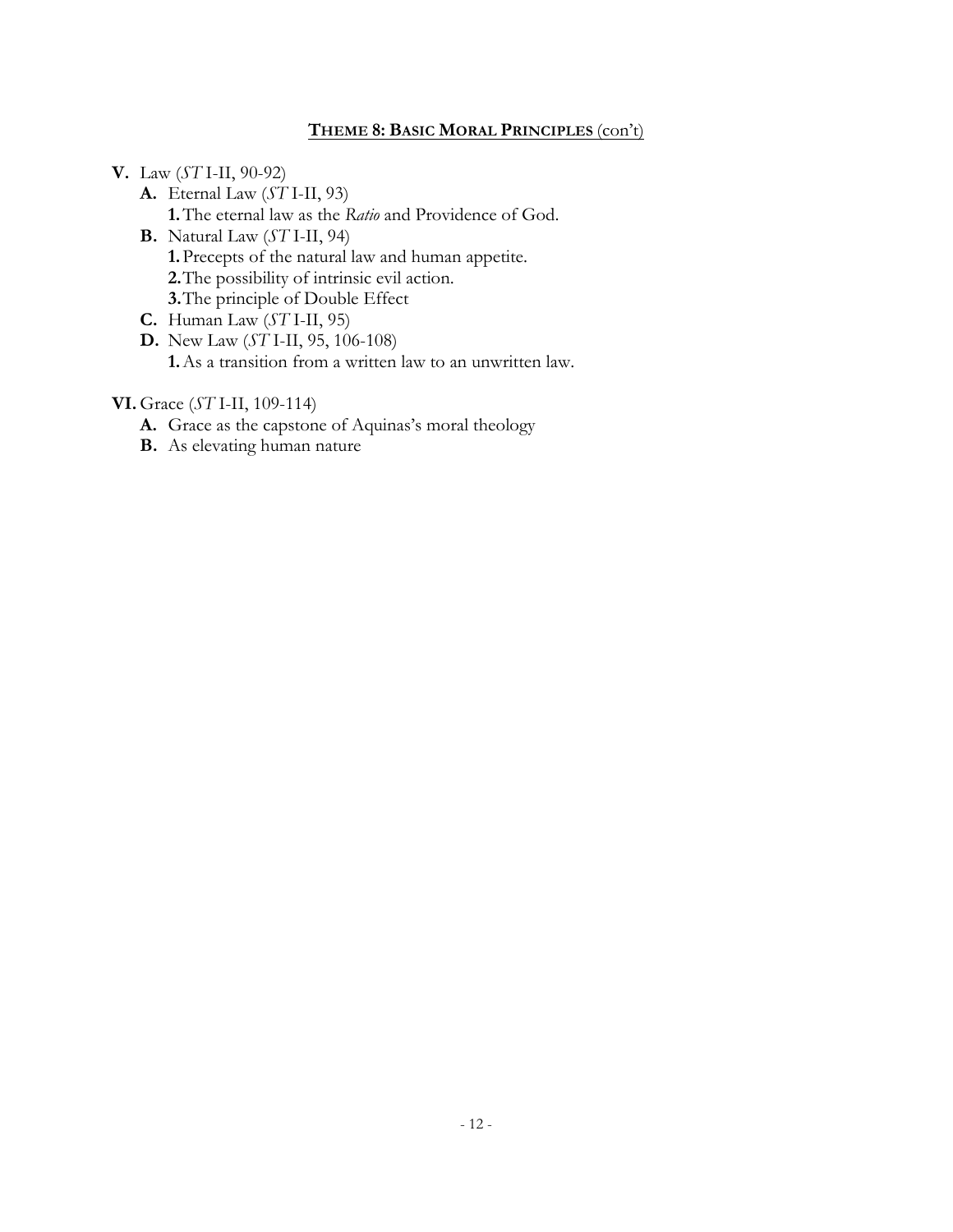## THEME 8: BASIC MORAL PRINCIPLES (con't)

**V.** Law (*ST* I-II, 90-92)

- **A.** Eternal Law (*ST* I-II, 93)
  - **1.** The eternal law as the *Ratio* and Providence of God.
- **B.** Natural Law (*ST* I-II, 94)
  - **1.** Precepts of the natural law and human appetite.
  - **2.** The possibility of intrinsic evil action.
  - **3.** The principle of Double Effect
- **C.** Human Law (*ST* I-II, 95)
- **D.** New Law (*ST* I-II, 95, 106-108)
  - **1.** As a transition from a written law to an unwritten law.

**VI.** Grace (*ST* I-II, 109-114)

- **A.** Grace as the capstone of Aquinas's moral theology
- **B.** As elevating human nature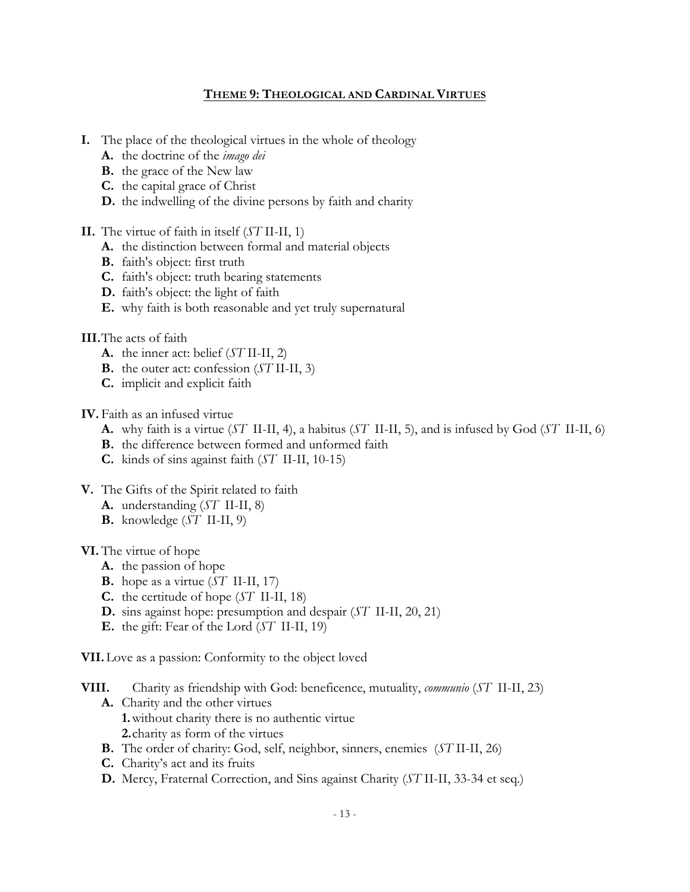## **THEME 9: THEOLOGICAL AND CARDINAL VIRTUES**

**I.** The place of the theological virtues in the whole of theology
- **A.** the doctrine of the *imago dei*
- **B.** the grace of the New law
- **C.** the capital grace of Christ
- **D.** the indwelling of the divine persons by faith and charity

**II.** The virtue of faith in itself (*ST* II-II, 1)
- **A.** the distinction between formal and material objects
- **B.** faith's object: first truth
- **C.** faith's object: truth bearing statements
- **D.** faith's object: the light of faith
- **E.** why faith is both reasonable and yet truly supernatural

**III.** The acts of faith
- **A.** the inner act: belief (*ST* II-II, 2)
- **B.** the outer act: confession (*ST* II-II, 3)
- **C.** implicit and explicit faith

**IV.** Faith as an infused virtue
- **A.** why faith is a virtue (*ST* II-II, 4), a habitus (*ST* II-II, 5), and is infused by God (*ST* II-II, 6)
- **B.** the difference between formed and unformed faith
- **C.** kinds of sins against faith (*ST* II-II, 10-15)

**V.** The Gifts of the Spirit related to faith
- **A.** understanding (*ST* II-II, 8)
- **B.** knowledge (*ST* II-II, 9)

**VI.** The virtue of hope
- **A.** the passion of hope
- **B.** hope as a virtue (*ST* II-II, 17)
- **C.** the certitude of hope (*ST* II-II, 18)
- **D.** sins against hope: presumption and despair (*ST* II-II, 20, 21)
- **E.** the gift: Fear of the Lord (*ST* II-II, 19)

**VII.** Love as a passion: Conformity to the object loved

**VIII.** Charity as friendship with God: beneficence, mutuality, *communio* (*ST* II-II, 23)
- **A.** Charity and the other virtues
  - **1.** without charity there is no authentic virtue
  - **2.** charity as form of the virtues
- **B.** The order of charity: God, self, neighbor, sinners, enemies (*ST* II-II, 26)
- **C.** Charity's act and its fruits
- **D.** Mercy, Fraternal Correction, and Sins against Charity (*ST* II-II, 33-34 et seq.)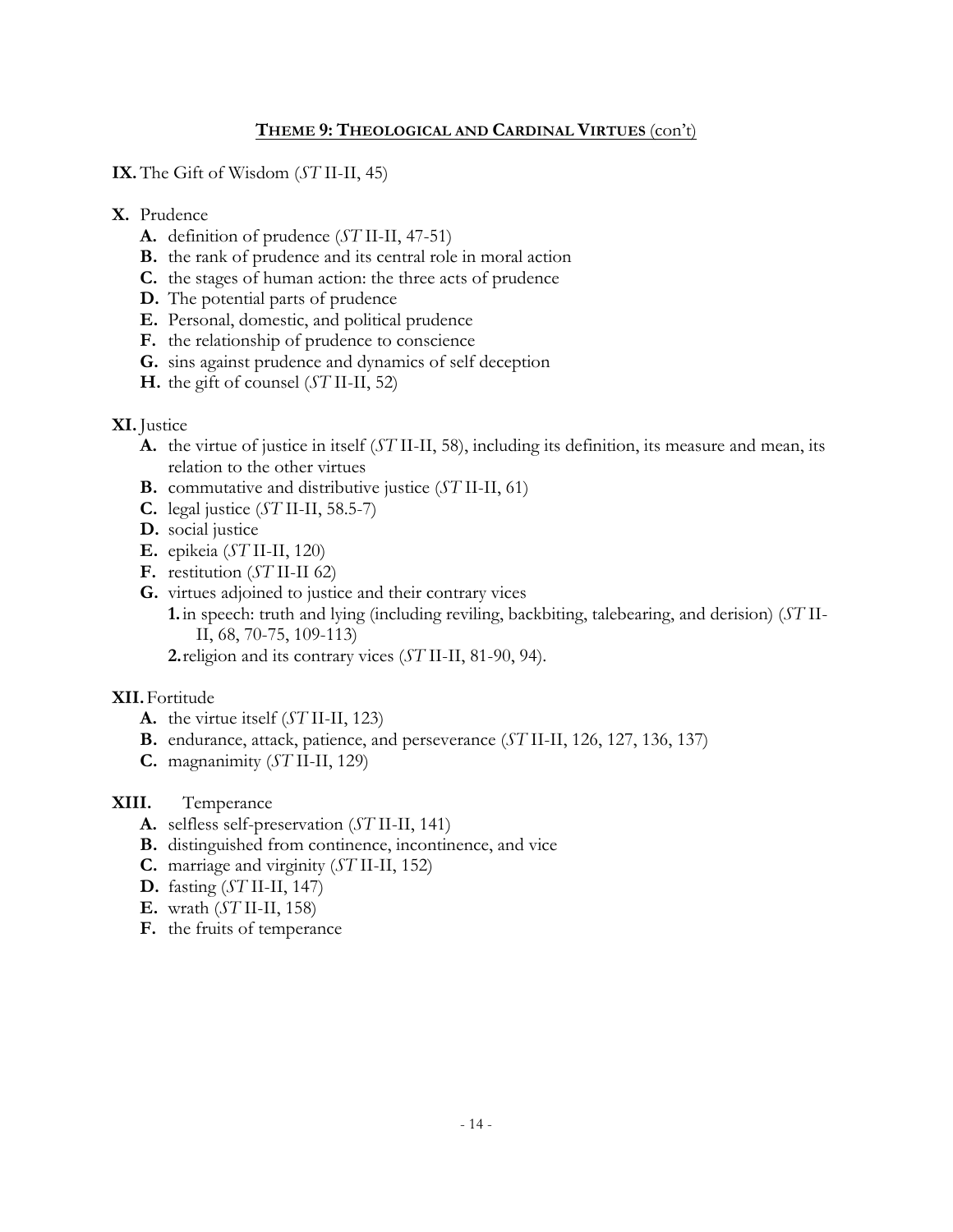## **THEME 9: THEOLOGICAL AND CARDINAL VIRTUES** (con't)

**IX.** The Gift of Wisdom (*ST* II-II, 45)

**X.** Prudence
- **A.** definition of prudence (*ST* II-II, 47-51)
- **B.** the rank of prudence and its central role in moral action
- **C.** the stages of human action: the three acts of prudence
- **D.** The potential parts of prudence
- **E.** Personal, domestic, and political prudence
- **F.** the relationship of prudence to conscience
- **G.** sins against prudence and dynamics of self deception
- **H.** the gift of counsel (*ST* II-II, 52)

**XI.** Justice
- **A.** the virtue of justice in itself (*ST* II-II, 58), including its definition, its measure and mean, its relation to the other virtues
- **B.** commutative and distributive justice (*ST* II-II, 61)
- **C.** legal justice (*ST* II-II, 58.5-7)
- **D.** social justice
- **E.** epikeia (*ST* II-II, 120)
- **F.** restitution (*ST* II-II 62)
- **G.** virtues adjoined to justice and their contrary vices
  - **1.** in speech: truth and lying (including reviling, backbiting, talebearing, and derision) (*ST* II-II, 68, 70-75, 109-113)
  - **2.** religion and its contrary vices (*ST* II-II, 81-90, 94).

**XII.** Fortitude
- **A.** the virtue itself (*ST* II-II, 123)
- **B.** endurance, attack, patience, and perseverance (*ST* II-II, 126, 127, 136, 137)
- **C.** magnanimity (*ST* II-II, 129)

**XIII.** Temperance
- **A.** selfless self-preservation (*ST* II-II, 141)
- **B.** distinguished from continence, incontinence, and vice
- **C.** marriage and virginity (*ST* II-II, 152)
- **D.** fasting (*ST* II-II, 147)
- **E.** wrath (*ST* II-II, 158)
- **F.** the fruits of temperance